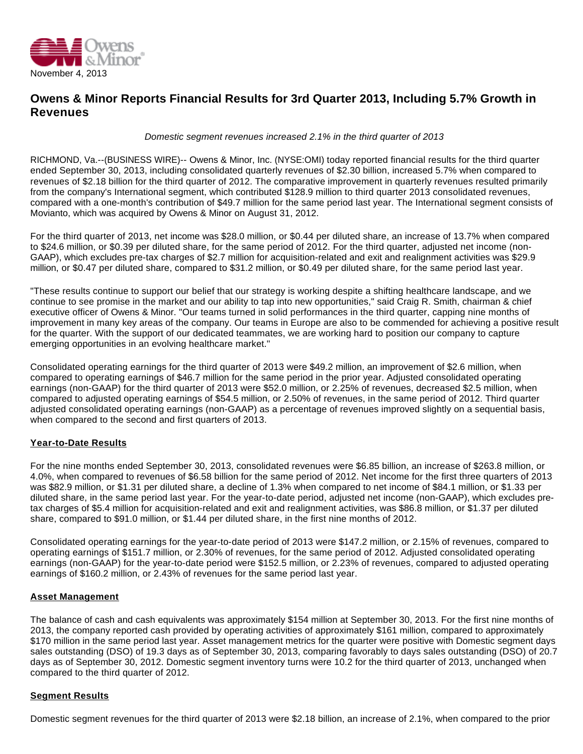November 4, 2013

# Owens & Minor Reports Financial Results for 3rd Quarter 2013, Including 5.7% Growth in Revenues

*Domestic segment revenues increased 2.1% in the third quarter of 2013*

RICHMOND, Va.--(BUSINESS WIRE)-- Owens & Minor, Inc. (NYSE:OMI) today reported financial results for the third quarter ended September 30, 2013, including consolidated quarterly revenues of $2.30 billion, increased 5.7% when compared to revenues of $2.18 billion for the third quarter of 2012. The comparative improvement in quarterly revenues resulted primarily from the company's International segment, which contributed $128.9 million to third quarter 2013 consolidated revenues, compared with a one-month's contribution of $49.7 million for the same period last year. The International segment consists of Movianto, which was acquired by Owens & Minor on August 31, 2012.

For the third quarter of 2013, net income was $28.0 million, or $0.44 per diluted share, an increase of 13.7% when compared to $24.6 million, or $0.39 per diluted share, for the same period of 2012. For the third quarter, adjusted net income (non-GAAP), which excludes pre-tax charges of $2.7 million for acquisition-related and exit and realignment activities was $29.9 million, or $0.47 per diluted share, compared to $31.2 million, or $0.49 per diluted share, for the same period last year.

"These results continue to support our belief that our strategy is working despite a shifting healthcare landscape, and we continue to see promise in the market and our ability to tap into new opportunities," said Craig R. Smith, chairman & chief executive officer of Owens & Minor. "Our teams turned in solid performances in the third quarter, capping nine months of improvement in many key areas of the company. Our teams in Europe are also to be commended for achieving a positive result for the quarter. With the support of our dedicated teammates, we are working hard to position our company to capture emerging opportunities in an evolving healthcare market."

Consolidated operating earnings for the third quarter of 2013 were $49.2 million, an improvement of $2.6 million, when compared to operating earnings of $46.7 million for the same period in the prior year. Adjusted consolidated operating earnings (non-GAAP) for the third quarter of 2013 were $52.0 million, or 2.25% of revenues, decreased $2.5 million, when compared to adjusted operating earnings of $54.5 million, or 2.50% of revenues, in the same period of 2012. Third quarter adjusted consolidated operating earnings (non-GAAP) as a percentage of revenues improved slightly on a sequential basis, when compared to the second and first quarters of 2013.

## Year-to-Date Results

For the nine months ended September 30, 2013, consolidated revenues were $6.85 billion, an increase of $263.8 million, or 4.0%, when compared to revenues of $6.58 billion for the same period of 2012. Net income for the first three quarters of 2013 was $82.9 million, or $1.31 per diluted share, a decline of 1.3% when compared to net income of $84.1 million, or $1.33 per diluted share, in the same period last year. For the year-to-date period, adjusted net income (non-GAAP), which excludes pre-tax charges of $5.4 million for acquisition-related and exit and realignment activities, was $86.8 million, or $1.37 per diluted share, compared to $91.0 million, or $1.44 per diluted share, in the first nine months of 2012.

Consolidated operating earnings for the year-to-date period of 2013 were $147.2 million, or 2.15% of revenues, compared to operating earnings of $151.7 million, or 2.30% of revenues, for the same period of 2012. Adjusted consolidated operating earnings (non-GAAP) for the year-to-date period were $152.5 million, or 2.23% of revenues, compared to adjusted operating earnings of $160.2 million, or 2.43% of revenues for the same period last year.

## Asset Management

The balance of cash and cash equivalents was approximately $154 million at September 30, 2013. For the first nine months of 2013, the company reported cash provided by operating activities of approximately $161 million, compared to approximately $170 million in the same period last year. Asset management metrics for the quarter were positive with Domestic segment days sales outstanding (DSO) of 19.3 days as of September 30, 2013, comparing favorably to days sales outstanding (DSO) of 20.7 days as of September 30, 2012. Domestic segment inventory turns were 10.2 for the third quarter of 2013, unchanged when compared to the third quarter of 2012.

## Segment Results

Domestic segment revenues for the third quarter of 2013 were $2.18 billion, an increase of 2.1%, when compared to the prior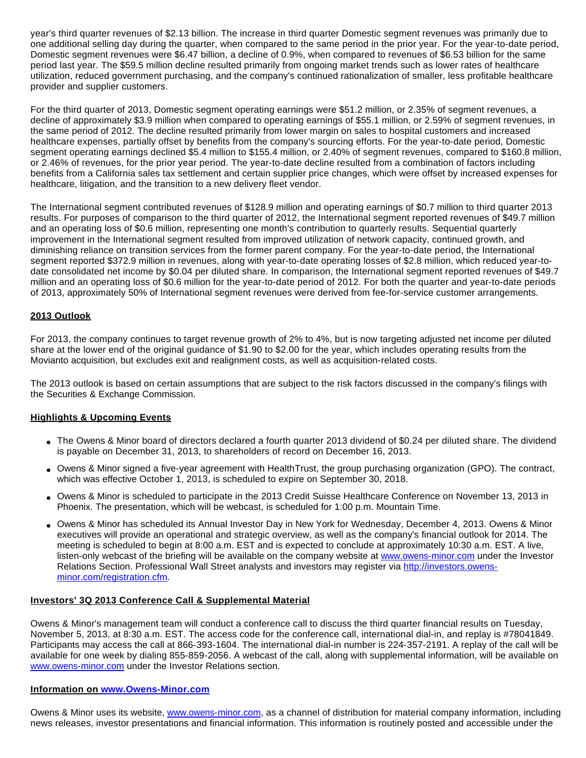year's third quarter revenues of $2.13 billion. The increase in third quarter Domestic segment revenues was primarily due to one additional selling day during the quarter, when compared to the same period in the prior year. For the year-to-date period, Domestic segment revenues were $6.47 billion, a decline of 0.9%, when compared to revenues of $6.53 billion for the same period last year. The $59.5 million decline resulted primarily from ongoing market trends such as lower rates of healthcare utilization, reduced government purchasing, and the company's continued rationalization of smaller, less profitable healthcare provider and supplier customers.

For the third quarter of 2013, Domestic segment operating earnings were $51.2 million, or 2.35% of segment revenues, a decline of approximately $3.9 million when compared to operating earnings of $55.1 million, or 2.59% of segment revenues, in the same period of 2012. The decline resulted primarily from lower margin on sales to hospital customers and increased healthcare expenses, partially offset by benefits from the company's sourcing efforts. For the year-to-date period, Domestic segment operating earnings declined $5.4 million to $155.4 million, or 2.40% of segment revenues, compared to $160.8 million, or 2.46% of revenues, for the prior year period. The year-to-date decline resulted from a combination of factors including benefits from a California sales tax settlement and certain supplier price changes, which were offset by increased expenses for healthcare, litigation, and the transition to a new delivery fleet vendor.

The International segment contributed revenues of $128.9 million and operating earnings of $0.7 million to third quarter 2013 results. For purposes of comparison to the third quarter of 2012, the International segment reported revenues of $49.7 million and an operating loss of $0.6 million, representing one month's contribution to quarterly results. Sequential quarterly improvement in the International segment resulted from improved utilization of network capacity, continued growth, and diminishing reliance on transition services from the former parent company. For the year-to-date period, the International segment reported $372.9 million in revenues, along with year-to-date operating losses of $2.8 million, which reduced year-to-date consolidated net income by $0.04 per diluted share. In comparison, the International segment reported revenues of $49.7 million and an operating loss of $0.6 million for the year-to-date period of 2012. For both the quarter and year-to-date periods of 2013, approximately 50% of International segment revenues were derived from fee-for-service customer arrangements.

## 2013 Outlook

For 2013, the company continues to target revenue growth of 2% to 4%, but is now targeting adjusted net income per diluted share at the lower end of the original guidance of $1.90 to $2.00 for the year, which includes operating results from the Movianto acquisition, but excludes exit and realignment costs, as well as acquisition-related costs.

The 2013 outlook is based on certain assumptions that are subject to the risk factors discussed in the company's filings with the Securities & Exchange Commission.

## Highlights & Upcoming Events

- The Owens & Minor board of directors declared a fourth quarter 2013 dividend of $0.24 per diluted share. The dividend is payable on December 31, 2013, to shareholders of record on December 16, 2013.
- Owens & Minor signed a five-year agreement with HealthTrust, the group purchasing organization (GPO). The contract, which was effective October 1, 2013, is scheduled to expire on September 30, 2018.
- Owens & Minor is scheduled to participate in the 2013 Credit Suisse Healthcare Conference on November 13, 2013 in Phoenix. The presentation, which will be webcast, is scheduled for 1:00 p.m. Mountain Time.
- Owens & Minor has scheduled its Annual Investor Day in New York for Wednesday, December 4, 2013. Owens & Minor executives will provide an operational and strategic overview, as well as the company's financial outlook for 2014. The meeting is scheduled to begin at 8:00 a.m. EST and is expected to conclude at approximately 10:30 a.m. EST. A live, listen-only webcast of the briefing will be available on the company website at www.owens-minor.com under the Investor Relations Section. Professional Wall Street analysts and investors may register via http://investors.owens-minor.com/registration.cfm.

## Investors' 3Q 2013 Conference Call & Supplemental Material

Owens & Minor's management team will conduct a conference call to discuss the third quarter financial results on Tuesday, November 5, 2013, at 8:30 a.m. EST. The access code for the conference call, international dial-in, and replay is #78041849. Participants may access the call at 866-393-1604. The international dial-in number is 224-357-2191. A replay of the call will be available for one week by dialing 855-859-2056. A webcast of the call, along with supplemental information, will be available on www.owens-minor.com under the Investor Relations section.

## Information on www.Owens-Minor.com

Owens & Minor uses its website, www.owens-minor.com, as a channel of distribution for material company information, including news releases, investor presentations and financial information. This information is routinely posted and accessible under the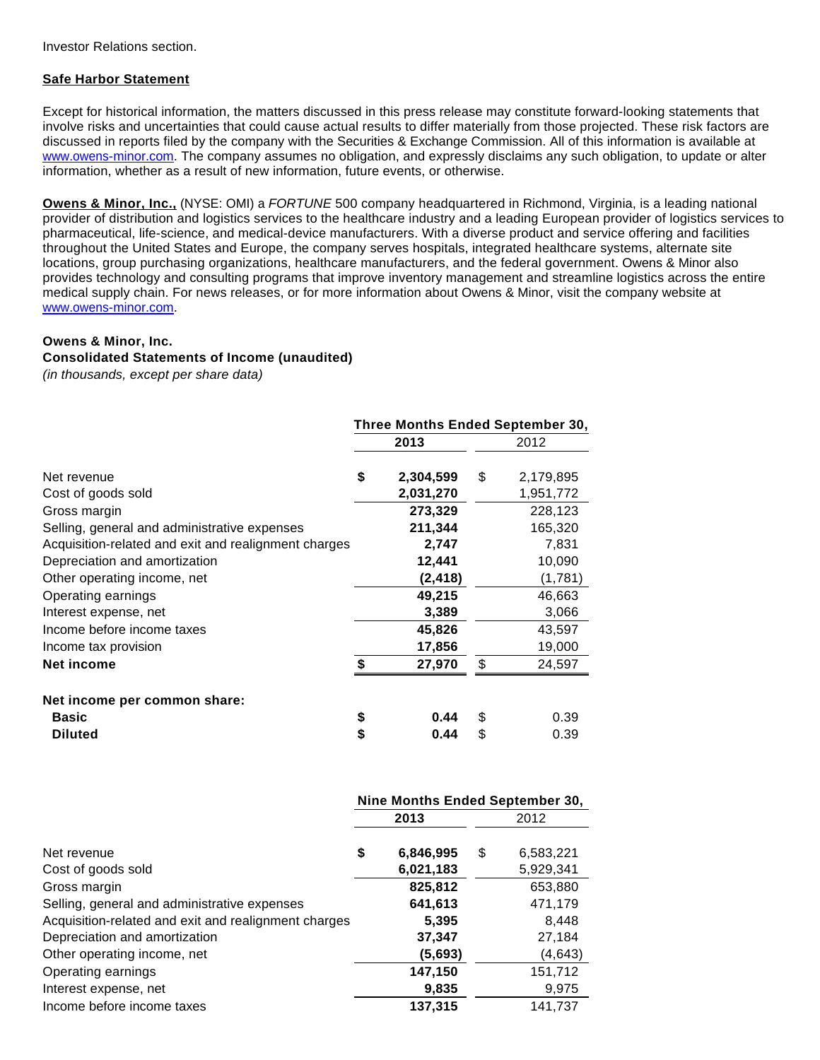Investor Relations section.

**Safe Harbor Statement**

Except for historical information, the matters discussed in this press release may constitute forward-looking statements that involve risks and uncertainties that could cause actual results to differ materially from those projected. These risk factors are discussed in reports filed by the company with the Securities & Exchange Commission. All of this information is available at www.owens-minor.com. The company assumes no obligation, and expressly disclaims any such obligation, to update or alter information, whether as a result of new information, future events, or otherwise.

**Owens & Minor, Inc.,** (NYSE: OMI) a *FORTUNE* 500 company headquartered in Richmond, Virginia, is a leading national provider of distribution and logistics services to the healthcare industry and a leading European provider of logistics services to pharmaceutical, life-science, and medical-device manufacturers. With a diverse product and service offering and facilities throughout the United States and Europe, the company serves hospitals, integrated healthcare systems, alternate site locations, group purchasing organizations, healthcare manufacturers, and the federal government. Owens & Minor also provides technology and consulting programs that improve inventory management and streamline logistics across the entire medical supply chain. For news releases, or for more information about Owens & Minor, visit the company website at www.owens-minor.com.

**Owens & Minor, Inc.**
**Consolidated Statements of Income (unaudited)**
*(in thousands, except per share data)*

| | Three Months Ended September 30, | |
|---|---|---|
| | **2013** | 2012 |
| Net revenue | **$ 2,304,599** | $ 2,179,895 |
| Cost of goods sold | **2,031,270** | 1,951,772 |
| Gross margin | **273,329** | 228,123 |
| Selling, general and administrative expenses | **211,344** | 165,320 |
| Acquisition-related and exit and realignment charges | **2,747** | 7,831 |
| Depreciation and amortization | **12,441** | 10,090 |
| Other operating income, net | **(2,418)** | (1,781) |
| Operating earnings | **49,215** | 46,663 |
| Interest expense, net | **3,389** | 3,066 |
| Income before income taxes | **45,826** | 43,597 |
| Income tax provision | **17,856** | 19,000 |
| **Net income** | **$ 27,970** | $ 24,597 |
| **Net income per common share:** | | |
| **Basic** | **$ 0.44** | $ 0.39 |
| **Diluted** | **$ 0.44** | $ 0.39 |

| | Nine Months Ended September 30, | |
|---|---|---|
| | **2013** | 2012 |
| Net revenue | **$ 6,846,995** | $ 6,583,221 |
| Cost of goods sold | **6,021,183** | 5,929,341 |
| Gross margin | **825,812** | 653,880 |
| Selling, general and administrative expenses | **641,613** | 471,179 |
| Acquisition-related and exit and realignment charges | **5,395** | 8,448 |
| Depreciation and amortization | **37,347** | 27,184 |
| Other operating income, net | **(5,693)** | (4,643) |
| Operating earnings | **147,150** | 151,712 |
| Interest expense, net | **9,835** | 9,975 |
| Income before income taxes | **137,315** | 141,737 |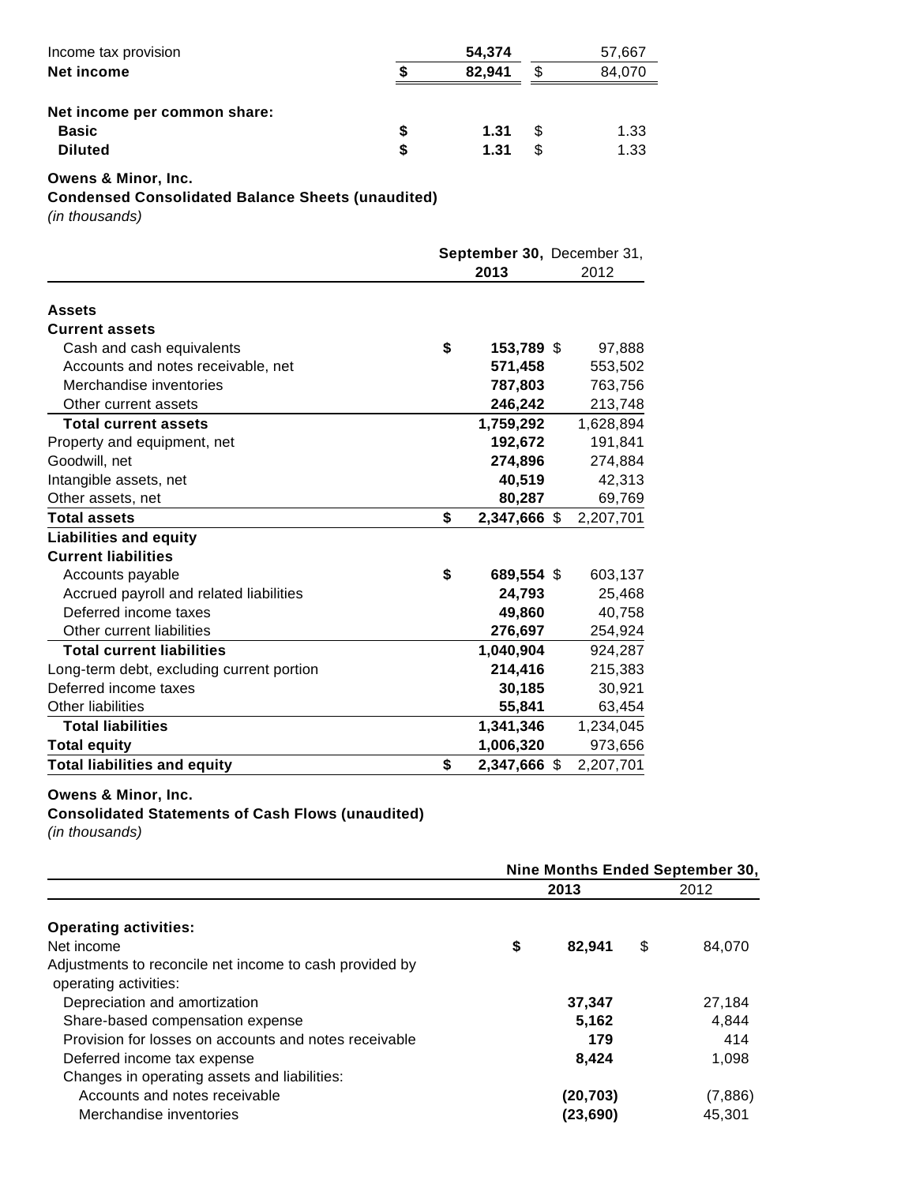| | | |
|---|---|---|
| Income tax provision | 54,374 | 57,667 |
| **Net income** | **$ 82,941** | $ 84,070 |
| | | |
| **Net income per common share:** | | |
| **Basic** | **$ 1.31** | $ 1.33 |
| **Diluted** | **$ 1.31** | $ 1.33 |

**Owens & Minor, Inc.**
**Condensed Consolidated Balance Sheets (unaudited)**
*(in thousands)*

| | September 30, 2013 | December 31, 2012 |
|---|---|---|
| **Assets** | | |
| **Current assets** | | |
| Cash and cash equivalents | **$ 153,789** | $ 97,888 |
| Accounts and notes receivable, net | **571,458** | 553,502 |
| Merchandise inventories | **787,803** | 763,756 |
| Other current assets | **246,242** | 213,748 |
| **Total current assets** | **1,759,292** | 1,628,894 |
| Property and equipment, net | **192,672** | 191,841 |
| Goodwill, net | **274,896** | 274,884 |
| Intangible assets, net | **40,519** | 42,313 |
| Other assets, net | **80,287** | 69,769 |
| **Total assets** | **$ 2,347,666** | $ 2,207,701 |
| **Liabilities and equity** | | |
| **Current liabilities** | | |
| Accounts payable | **$ 689,554** | $ 603,137 |
| Accrued payroll and related liabilities | **24,793** | 25,468 |
| Deferred income taxes | **49,860** | 40,758 |
| Other current liabilities | **276,697** | 254,924 |
| **Total current liabilities** | **1,040,904** | 924,287 |
| Long-term debt, excluding current portion | **214,416** | 215,383 |
| Deferred income taxes | **30,185** | 30,921 |
| Other liabilities | **55,841** | 63,454 |
| **Total liabilities** | **1,341,346** | 1,234,045 |
| **Total equity** | **1,006,320** | 973,656 |
| **Total liabilities and equity** | **$ 2,347,666** | $ 2,207,701 |

**Owens & Minor, Inc.**
**Consolidated Statements of Cash Flows (unaudited)**
*(in thousands)*

| | Nine Months Ended September 30, | |
|---|---|---|
| | 2013 | 2012 |
| **Operating activities:** | | |
| Net income | **$ 82,941** | $ 84,070 |
| Adjustments to reconcile net income to cash provided by operating activities: | | |
| Depreciation and amortization | **37,347** | 27,184 |
| Share-based compensation expense | **5,162** | 4,844 |
| Provision for losses on accounts and notes receivable | **179** | 414 |
| Deferred income tax expense | **8,424** | 1,098 |
| Changes in operating assets and liabilities: | | |
| Accounts and notes receivable | **(20,703)** | (7,886) |
| Merchandise inventories | **(23,690)** | 45,301 |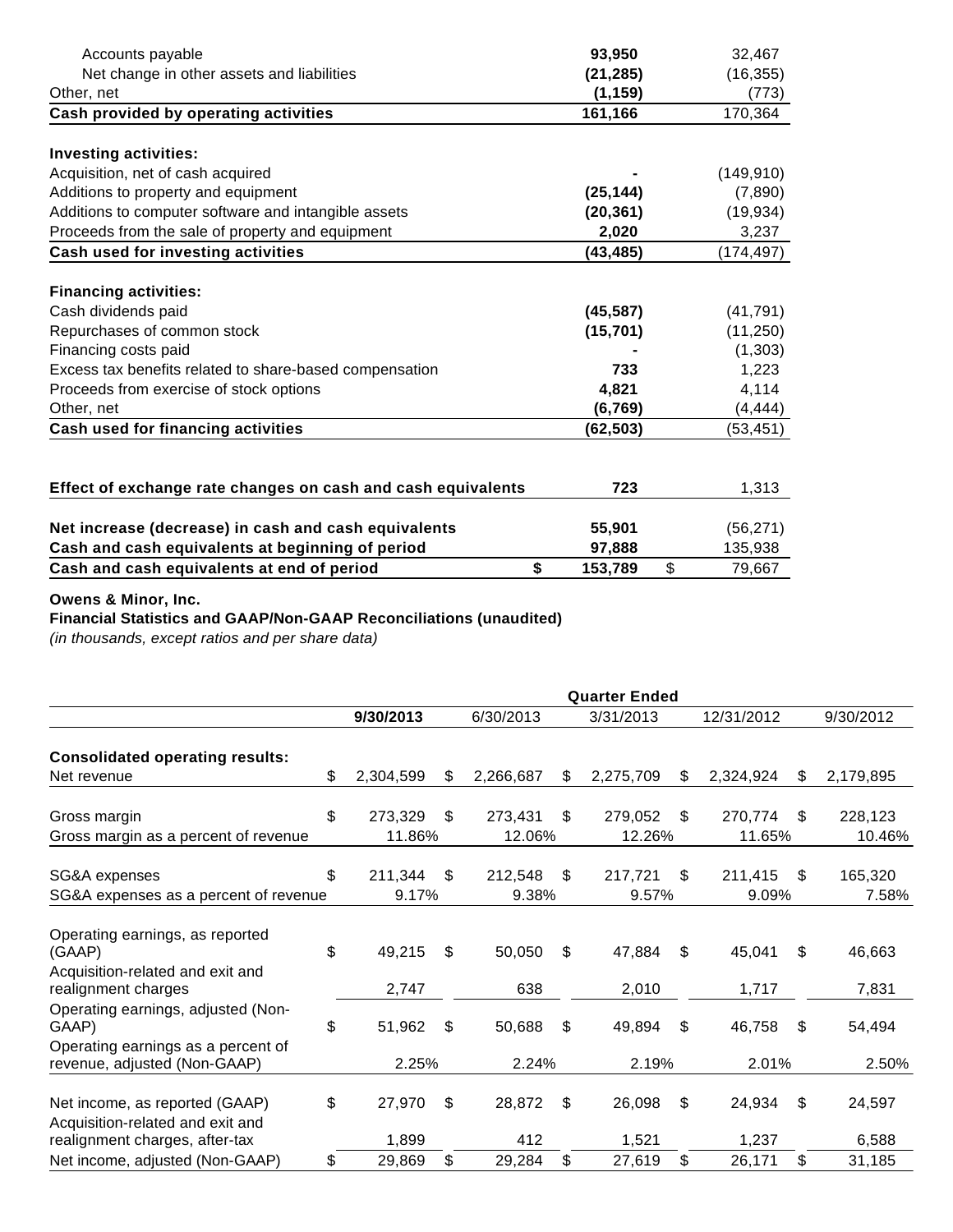| | | |
|---|---|---|
| Accounts payable | **93,950** | 32,467 |
| Net change in other assets and liabilities | **(21,285)** | (16,355) |
| Other, net | **(1,159)** | (773) |
| **Cash provided by operating activities** | **161,166** | 170,364 |
| | | |
| **Investing activities:** | | |
| Acquisition, net of cash acquired | **-** | (149,910) |
| Additions to property and equipment | **(25,144)** | (7,890) |
| Additions to computer software and intangible assets | **(20,361)** | (19,934) |
| Proceeds from the sale of property and equipment | **2,020** | 3,237 |
| **Cash used for investing activities** | **(43,485)** | (174,497) |
| | | |
| **Financing activities:** | | |
| Cash dividends paid | **(45,587)** | (41,791) |
| Repurchases of common stock | **(15,701)** | (11,250) |
| Financing costs paid | **-** | (1,303) |
| Excess tax benefits related to share-based compensation | **733** | 1,223 |
| Proceeds from exercise of stock options | **4,821** | 4,114 |
| Other, net | **(6,769)** | (4,444) |
| **Cash used for financing activities** | **(62,503)** | (53,451) |
| | | |
| **Effect of exchange rate changes on cash and cash equivalents** | **723** | 1,313 |
| | | |
| **Net increase (decrease) in cash and cash equivalents** | **55,901** | (56,271) |
| **Cash and cash equivalents at beginning of period** | **97,888** | 135,938 |
| **Cash and cash equivalents at end of period** | **$ 153,789** | $ 79,667 |

**Owens & Minor, Inc.**
**Financial Statistics and GAAP/Non-GAAP Reconciliations (unaudited)**
*(in thousands, except ratios and per share data)*

| | Quarter Ended | | | | |
|---|---|---|---|---|---|
| | **9/30/2013** | 6/30/2013 | 3/31/2013 | 12/31/2012 | 9/30/2012 |
| **Consolidated operating results:** | | | | | |
| Net revenue | $ 2,304,599 | $ 2,266,687 | $ 2,275,709 | $ 2,324,924 | $ 2,179,895 |
| | | | | | |
| Gross margin | $ 273,329 | $ 273,431 | $ 279,052 | $ 270,774 | $ 228,123 |
| Gross margin as a percent of revenue | 11.86% | 12.06% | 12.26% | 11.65% | 10.46% |
| | | | | | |
| SG&A expenses | $ 211,344 | $ 212,548 | $ 217,721 | $ 211,415 | $ 165,320 |
| SG&A expenses as a percent of revenue | 9.17% | 9.38% | 9.57% | 9.09% | 7.58% |
| | | | | | |
| Operating earnings, as reported (GAAP) | $ 49,215 | $ 50,050 | $ 47,884 | $ 45,041 | $ 46,663 |
| Acquisition-related and exit and realignment charges | 2,747 | 638 | 2,010 | 1,717 | 7,831 |
| Operating earnings, adjusted (Non-GAAP) | $ 51,962 | $ 50,688 | $ 49,894 | $ 46,758 | $ 54,494 |
| Operating earnings as a percent of revenue, adjusted (Non-GAAP) | 2.25% | 2.24% | 2.19% | 2.01% | 2.50% |
| | | | | | |
| Net income, as reported (GAAP) | $ 27,970 | $ 28,872 | $ 26,098 | $ 24,934 | $ 24,597 |
| Acquisition-related and exit and realignment charges, after-tax | 1,899 | 412 | 1,521 | 1,237 | 6,588 |
| Net income, adjusted (Non-GAAP) | $ 29,869 | $ 29,284 | $ 27,619 | $ 26,171 | $ 31,185 |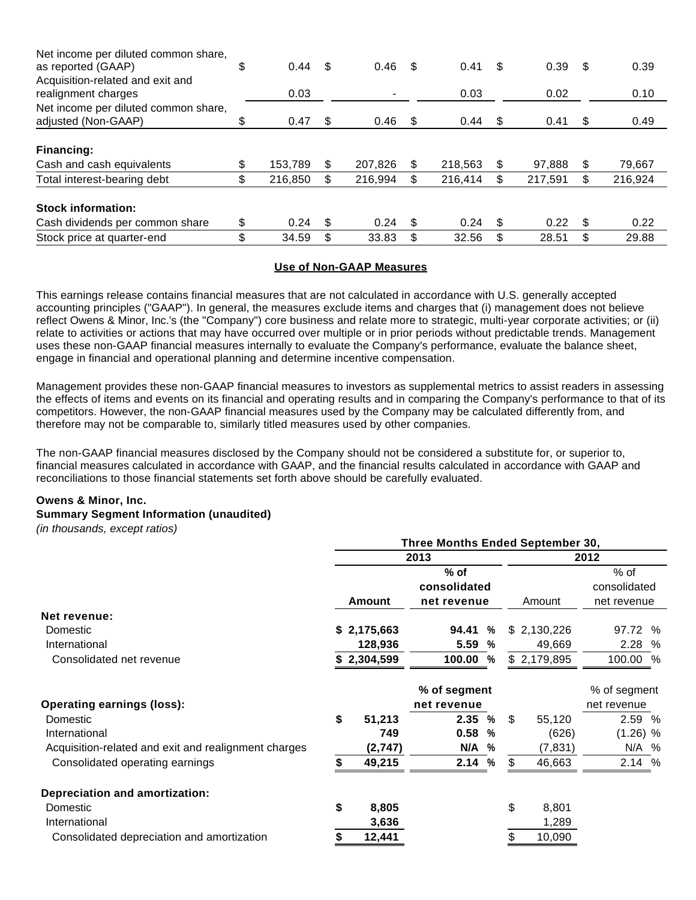| | | | | | |
|---|---|---|---|---|---|
| Net income per diluted common share, as reported (GAAP) | $ 0.44 | $ 0.46 | $ 0.41 | $ 0.39 | $ 0.39 |
| Acquisition-related and exit and realignment charges | 0.03 | - | 0.03 | 0.02 | 0.10 |
| Net income per diluted common share, adjusted (Non-GAAP) | $ 0.47 | $ 0.46 | $ 0.44 | $ 0.41 | $ 0.49 |
| **Financing:** | | | | | |
| Cash and cash equivalents | $ 153,789 | $ 207,826 | $ 218,563 | $ 97,888 | $ 79,667 |
| Total interest-bearing debt | $ 216,850 | $ 216,994 | $ 216,414 | $ 217,591 | $ 216,924 |
| **Stock information:** | | | | | |
| Cash dividends per common share | $ 0.24 | $ 0.24 | $ 0.24 | $ 0.22 | $ 0.22 |
| Stock price at quarter-end | $ 34.59 | $ 33.83 | $ 32.56 | $ 28.51 | $ 29.88 |

**Use of Non-GAAP Measures**

This earnings release contains financial measures that are not calculated in accordance with U.S. generally accepted accounting principles ("GAAP"). In general, the measures exclude items and charges that (i) management does not believe reflect Owens & Minor, Inc.'s (the "Company") core business and relate more to strategic, multi-year corporate activities; or (ii) relate to activities or actions that may have occurred over multiple or in prior periods without predictable trends. Management uses these non-GAAP financial measures internally to evaluate the Company's performance, evaluate the balance sheet, engage in financial and operational planning and determine incentive compensation.

Management provides these non-GAAP financial measures to investors as supplemental metrics to assist readers in assessing the effects of items and events on its financial and operating results and in comparing the Company's performance to that of its competitors. However, the non-GAAP financial measures used by the Company may be calculated differently from, and therefore may not be comparable to, similarly titled measures used by other companies.

The non-GAAP financial measures disclosed by the Company should not be considered a substitute for, or superior to, financial measures calculated in accordance with GAAP, and the financial results calculated in accordance with GAAP and reconciliations to those financial statements set forth above should be carefully evaluated.

**Owens & Minor, Inc.**
**Summary Segment Information (unaudited)**
*(in thousands, except ratios)*

| | Three Months Ended September 30, | | | |
|---|---|---|---|---|
| | 2013 | | 2012 | |
| | **Amount** | **% of consolidated net revenue** | Amount | % of consolidated net revenue |
| **Net revenue:** | | | | |
| Domestic | **$ 2,175,663** | **94.41 %** | $ 2,130,226 | 97.72 % |
| International | **128,936** | **5.59 %** | 49,669 | 2.28 % |
| Consolidated net revenue | **$ 2,304,599** | **100.00 %** | $ 2,179,895 | 100.00 % |
| | | **% of segment net revenue** | | % of segment net revenue |
| **Operating earnings (loss):** | | | | |
| Domestic | **$ 51,213** | **2.35 %** | $ 55,120 | 2.59 % |
| International | **749** | **0.58 %** | (626) | (1.26) % |
| Acquisition-related and exit and realignment charges | **(2,747)** | **N/A %** | (7,831) | N/A % |
| Consolidated operating earnings | **$ 49,215** | **2.14 %** | $ 46,663 | 2.14 % |
| **Depreciation and amortization:** | | | | |
| Domestic | **$ 8,805** | | $ 8,801 | |
| International | **3,636** | | 1,289 | |
| Consolidated depreciation and amortization | **$ 12,441** | | $ 10,090 | |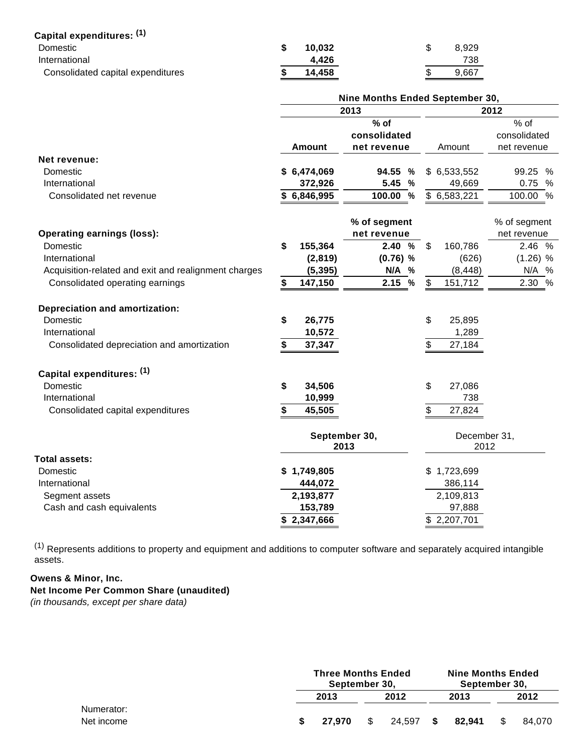| | | | | |
|---|---|---|---|---|
| **Capital expenditures:** [1] | | | | |
| Domestic | $ 10,032 | | $ 8,929 | |
| International | 4,426 | | 738 | |
| Consolidated capital expenditures | $ 14,458 | | $ 9,667 | |

| | Nine Months Ended September 30, | | | |
|---|---|---|---|---|
| | 2013 | | 2012 | |
| | Amount | % of consolidated net revenue | Amount | % of consolidated net revenue |
| **Net revenue:** | | | | |
| Domestic | $ 6,474,069 | 94.55 % | $ 6,533,552 | 99.25 % |
| International | 372,926 | 5.45 % | 49,669 | 0.75 % |
| Consolidated net revenue | $ 6,846,995 | 100.00 % | $ 6,583,221 | 100.00 % |
| | | % of segment net revenue | | % of segment net revenue |
| **Operating earnings (loss):** | | | | |
| Domestic | $ 155,364 | 2.40 % | $ 160,786 | 2.46 % |
| International | (2,819) | (0.76) % | (626) | (1.26) % |
| Acquisition-related and exit and realignment charges | (5,395) | N/A % | (8,448) | N/A % |
| Consolidated operating earnings | $ 147,150 | 2.15 % | $ 151,712 | 2.30 % |
| **Depreciation and amortization:** | | | | |
| Domestic | $ 26,775 | | $ 25,895 | |
| International | 10,572 | | 1,289 | |
| Consolidated depreciation and amortization | $ 37,347 | | $ 27,184 | |
| **Capital expenditures:** [1] | | | | |
| Domestic | $ 34,506 | | $ 27,086 | |
| International | 10,999 | | 738 | |
| Consolidated capital expenditures | $ 45,505 | | $ 27,824 | |

| | September 30, 2013 | December 31, 2012 |
|---|---|---|
| **Total assets:** | | |
| Domestic | $ 1,749,805 | $ 1,723,699 |
| International | 444,072 | 386,114 |
| Segment assets | 2,193,877 | 2,109,813 |
| Cash and cash equivalents | 153,789 | 97,888 |
| | $ 2,347,666 | $ 2,207,701 |

[1] Represents additions to property and equipment and additions to computer software and separately acquired intangible assets.

**Owens & Minor, Inc.**
**Net Income Per Common Share (unaudited)**
*(in thousands, except per share data)*

| | Three Months Ended September 30, | | Nine Months Ended September 30, | |
|---|---|---|---|---|
| | 2013 | 2012 | 2013 | 2012 |
| Numerator: | | | | |
| Net income | $ 27,970 | $ 24,597 | $ 82,941 | $ 84,070 |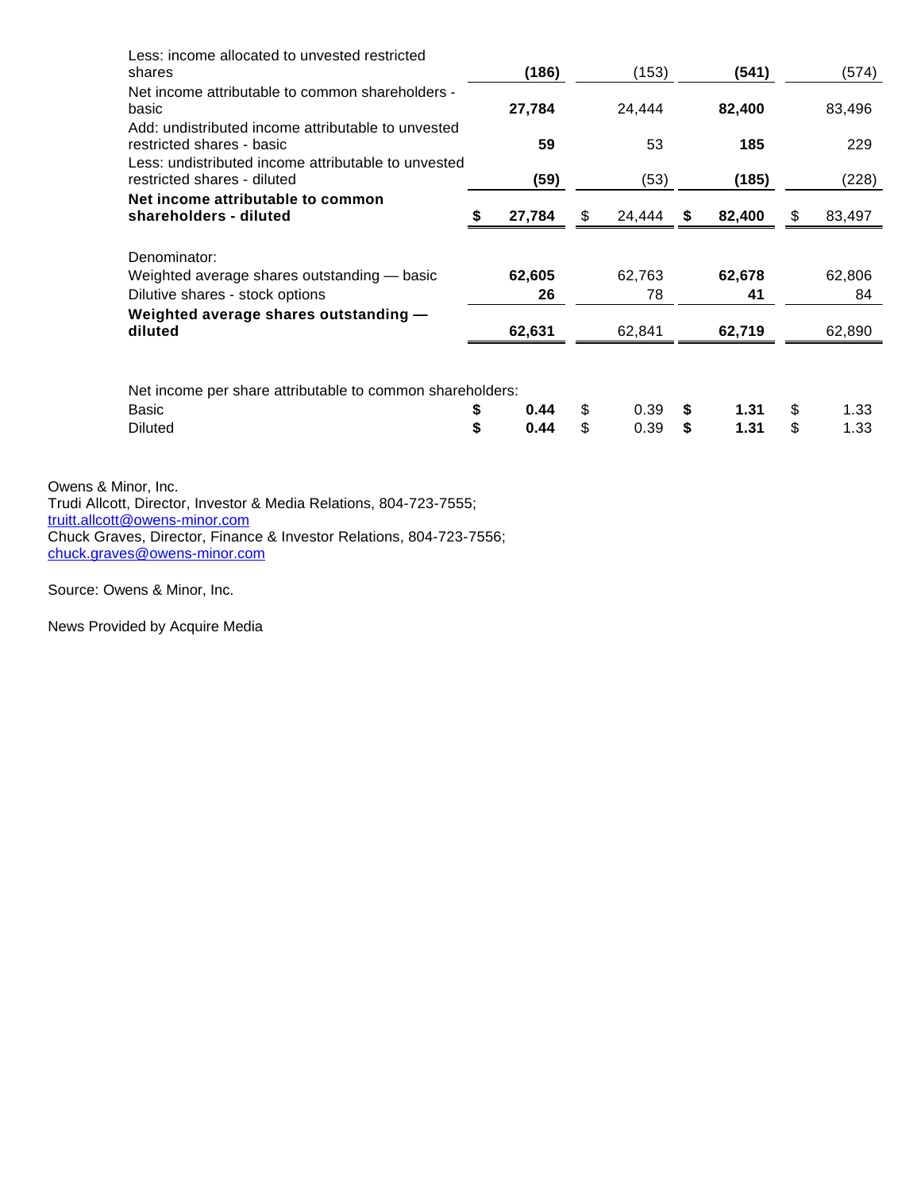| | | | | |
|---|---|---|---|---|
| Less: income allocated to unvested restricted shares | **(186)** | (153) | **(541)** | (574) |
| Net income attributable to common shareholders - basic | **27,784** | 24,444 | **82,400** | 83,496 |
| Add: undistributed income attributable to unvested restricted shares - basic | **59** | 53 | **185** | 229 |
| Less: undistributed income attributable to unvested restricted shares - diluted | **(59)** | (53) | **(185)** | (228) |
| **Net income attributable to common shareholders - diluted** | **$ 27,784** | $ 24,444 | **$ 82,400** | $ 83,497 |
| | | | | |
| Denominator: | | | | |
| Weighted average shares outstanding — basic | **62,605** | 62,763 | **62,678** | 62,806 |
| Dilutive shares - stock options | **26** | 78 | **41** | 84 |
| **Weighted average shares outstanding — diluted** | **62,631** | 62,841 | **62,719** | 62,890 |
| | | | | |
| Net income per share attributable to common shareholders: | | | | |
| Basic | **$ 0.44** | $ 0.39 | **$ 1.31** | $ 1.33 |
| Diluted | **$ 0.44** | $ 0.39 | **$ 1.31** | $ 1.33 |

Owens & Minor, Inc.
Trudi Allcott, Director, Investor & Media Relations, 804-723-7555;
truitt.allcott@owens-minor.com
Chuck Graves, Director, Finance & Investor Relations, 804-723-7556;
chuck.graves@owens-minor.com

Source: Owens & Minor, Inc.

News Provided by Acquire Media